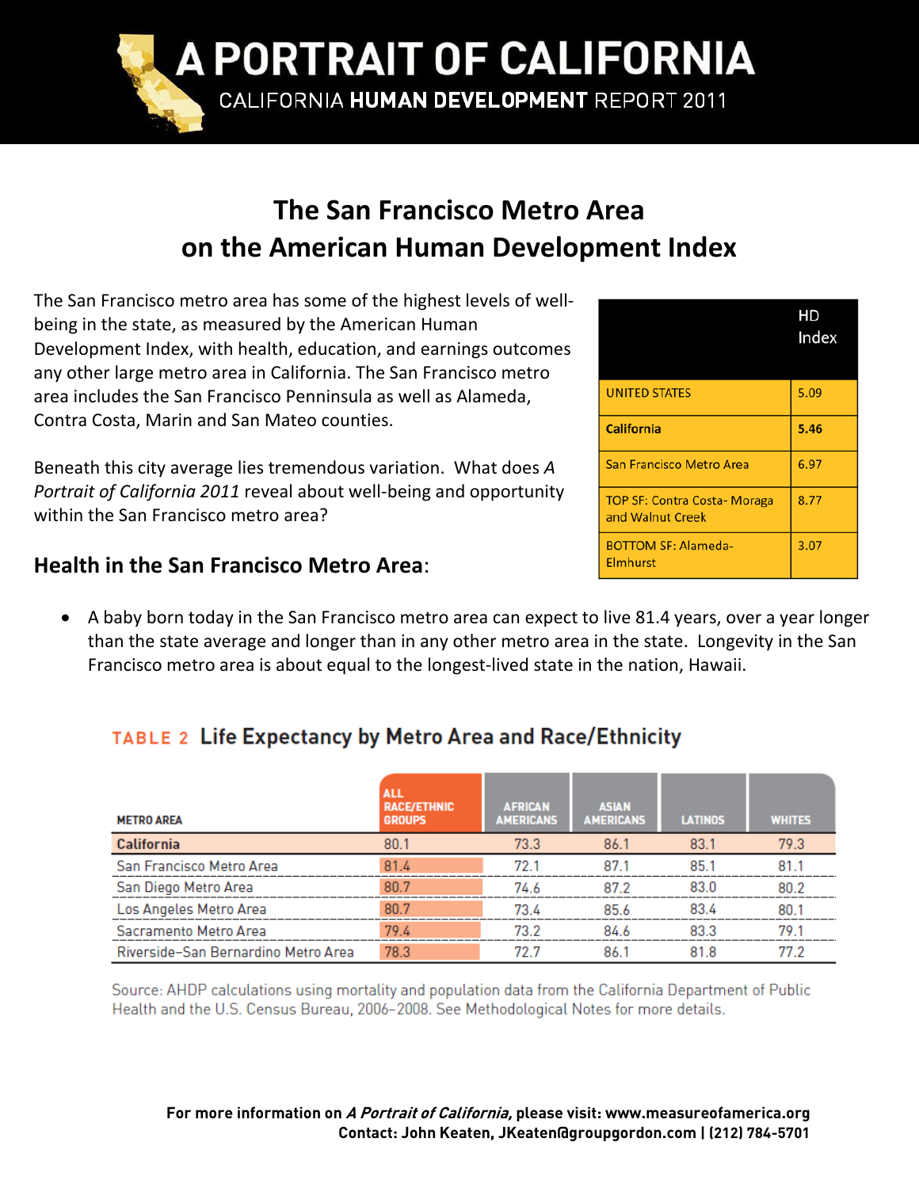# A PORTRAIT OF CALIFORNIA

CALIFORNIA **HUMAN DEVELOPMENT** REPORT 2011

## The San Francisco Metro Area on the American Human Development Index

The San Francisco metro area has some of the highest levels of well-being in the state, as measured by the American Human Development Index, with health, education, and earnings outcomes any other large metro area in California. The San Francisco metro area includes the San Francisco Penninsula as well as Alameda, Contra Costa, Marin and San Mateo counties.

| | HD Index |
|---|---|
| UNITED STATES | 5.09 |
| **California** | **5.46** |
| San Francisco Metro Area | 6.97 |
| TOP SF: Contra Costa- Moraga and Walnut Creek | 8.77 |
| BOTTOM SF: Alameda-Elmhurst | 3.07 |

Beneath this city average lies tremendous variation. What does *A Portrait of California 2011* reveal about well-being and opportunity within the San Francisco metro area?

### Health in the San Francisco Metro Area:

- A baby born today in the San Francisco metro area can expect to live 81.4 years, over a year longer than the state average and longer than in any other metro area in the state. Longevity in the San Francisco metro area is about equal to the longest-lived state in the nation, Hawaii.

**TABLE 2 Life Expectancy by Metro Area and Race/Ethnicity**

| METRO AREA | ALL RACE/ETHNIC GROUPS | AFRICAN AMERICANS | ASIAN AMERICANS | LATINOS | WHITES |
|---|---|---|---|---|---|
| **California** | 80.1 | 73.3 | 86.1 | 83.1 | 79.3 |
| San Francisco Metro Area | 81.4 | 72.1 | 87.1 | 85.1 | 81.1 |
| San Diego Metro Area | 80.7 | 74.6 | 87.2 | 83.0 | 80.2 |
| Los Angeles Metro Area | 80.7 | 73.4 | 85.6 | 83.4 | 80.1 |
| Sacramento Metro Area | 79.4 | 73.2 | 84.6 | 83.3 | 79.1 |
| Riverside–San Bernardino Metro Area | 78.3 | 72.7 | 86.1 | 81.8 | 77.2 |

Source: AHDP calculations using mortality and population data from the California Department of Public Health and the U.S. Census Bureau, 2006–2008. See Methodological Notes for more details.

**For more information on *A Portrait of California*, please visit: www.measureofamerica.org**
**Contact: John Keaten, JKeaten@groupgordon.com | (212) 784-5701**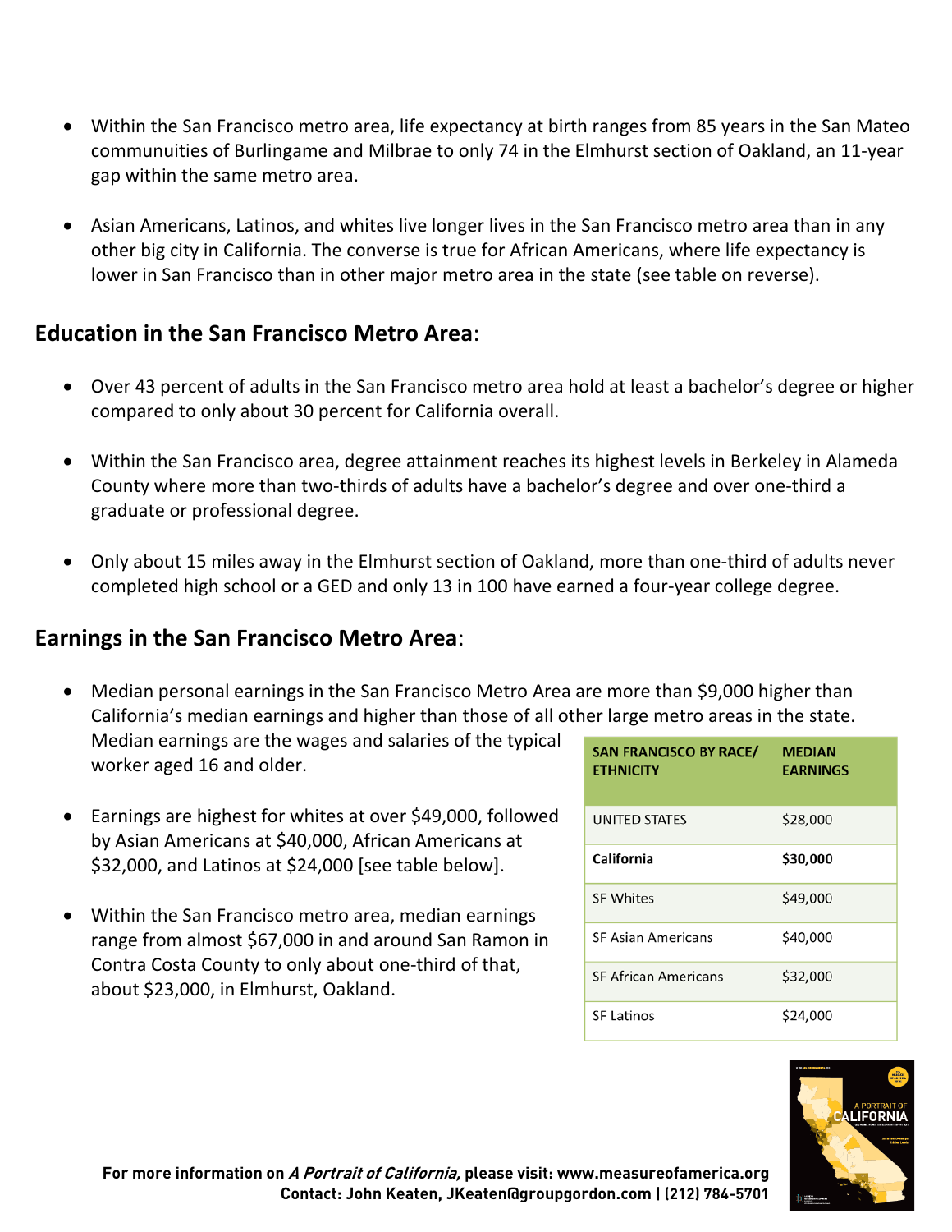- Within the San Francisco metro area, life expectancy at birth ranges from 85 years in the San Mateo communuities of Burlingame and Milbrae to only 74 in the Elmhurst section of Oakland, an 11-year gap within the same metro area.

- Asian Americans, Latinos, and whites live longer lives in the San Francisco metro area than in any other big city in California. The converse is true for African Americans, where life expectancy is lower in San Francisco than in other major metro area in the state (see table on reverse).

## Education in the San Francisco Metro Area:

- Over 43 percent of adults in the San Francisco metro area hold at least a bachelor's degree or higher compared to only about 30 percent for California overall.

- Within the San Francisco area, degree attainment reaches its highest levels in Berkeley in Alameda County where more than two-thirds of adults have a bachelor's degree and over one-third a graduate or professional degree.

- Only about 15 miles away in the Elmhurst section of Oakland, more than one-third of adults never completed high school or a GED and only 13 in 100 have earned a four-year college degree.

## Earnings in the San Francisco Metro Area:

- Median personal earnings in the San Francisco Metro Area are more than $9,000 higher than California's median earnings and higher than those of all other large metro areas in the state. Median earnings are the wages and salaries of the typical worker aged 16 and older.

- Earnings are highest for whites at over $49,000, followed by Asian Americans at $40,000, African Americans at $32,000, and Latinos at $24,000 [see table below].

- Within the San Francisco metro area, median earnings range from almost $67,000 in and around San Ramon in Contra Costa County to only about one-third of that, about $23,000, in Elmhurst, Oakland.

| SAN FRANCISCO BY RACE/ ETHNICITY | MEDIAN EARNINGS |
|---|---|
| UNITED STATES | $28,000 |
| **California** | **$30,000** |
| SF Whites | $49,000 |
| SF Asian Americans | $40,000 |
| SF African Americans | $32,000 |
| SF Latinos | $24,000 |

**For more information on *A Portrait of California*, please visit: www.measureofamerica.org**
**Contact: John Keaten, JKeaten@groupgordon.com | (212) 784-5701**